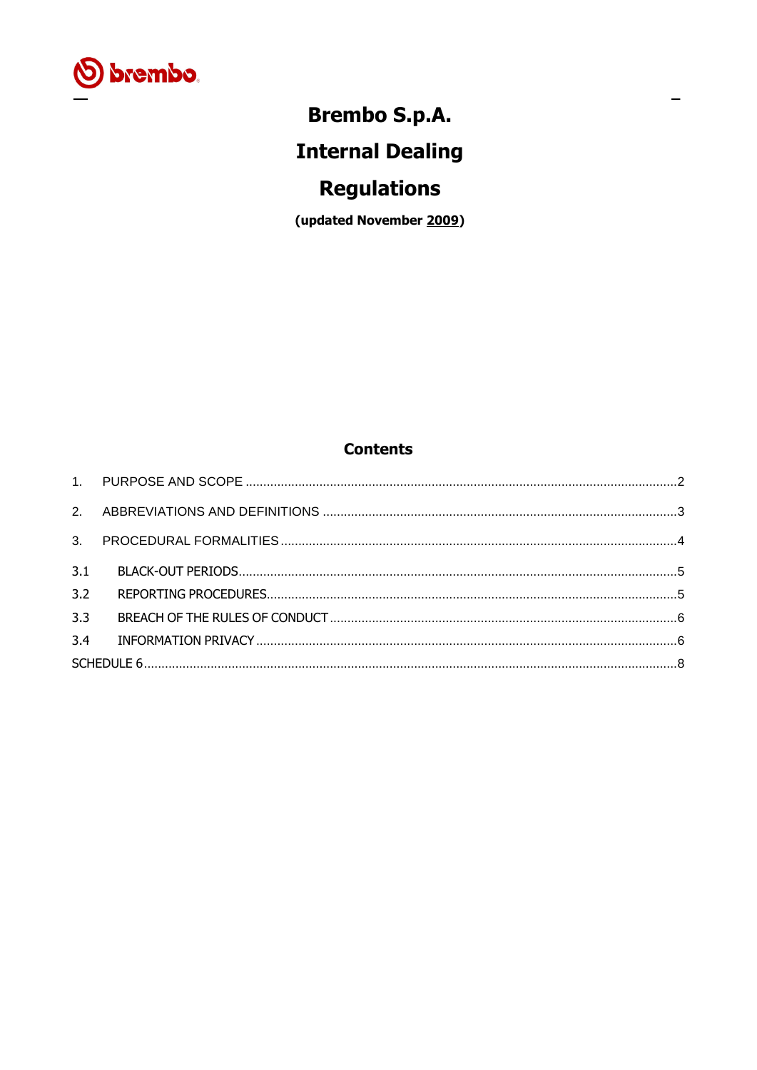# Brembo S.p.A.

# Internal Dealing

# Regulations

**(updated November 2009)**

## Contents

1. PURPOSE AND SCOPE ....................................................................................................2
2. ABBREVIATIONS AND DEFINITIONS ..............................................................................3
3. PROCEDURAL FORMALITIES ..........................................................................................4

3.1 BLACK-OUT PERIODS.....................................................................................................5

3.2 REPORTING PROCEDURES.............................................................................................5

3.3 BREACH OF THE RULES OF CONDUCT ............................................................................6

3.4 INFORMATION PRIVACY ................................................................................................6

SCHEDULE 6 .......................................................................................................................8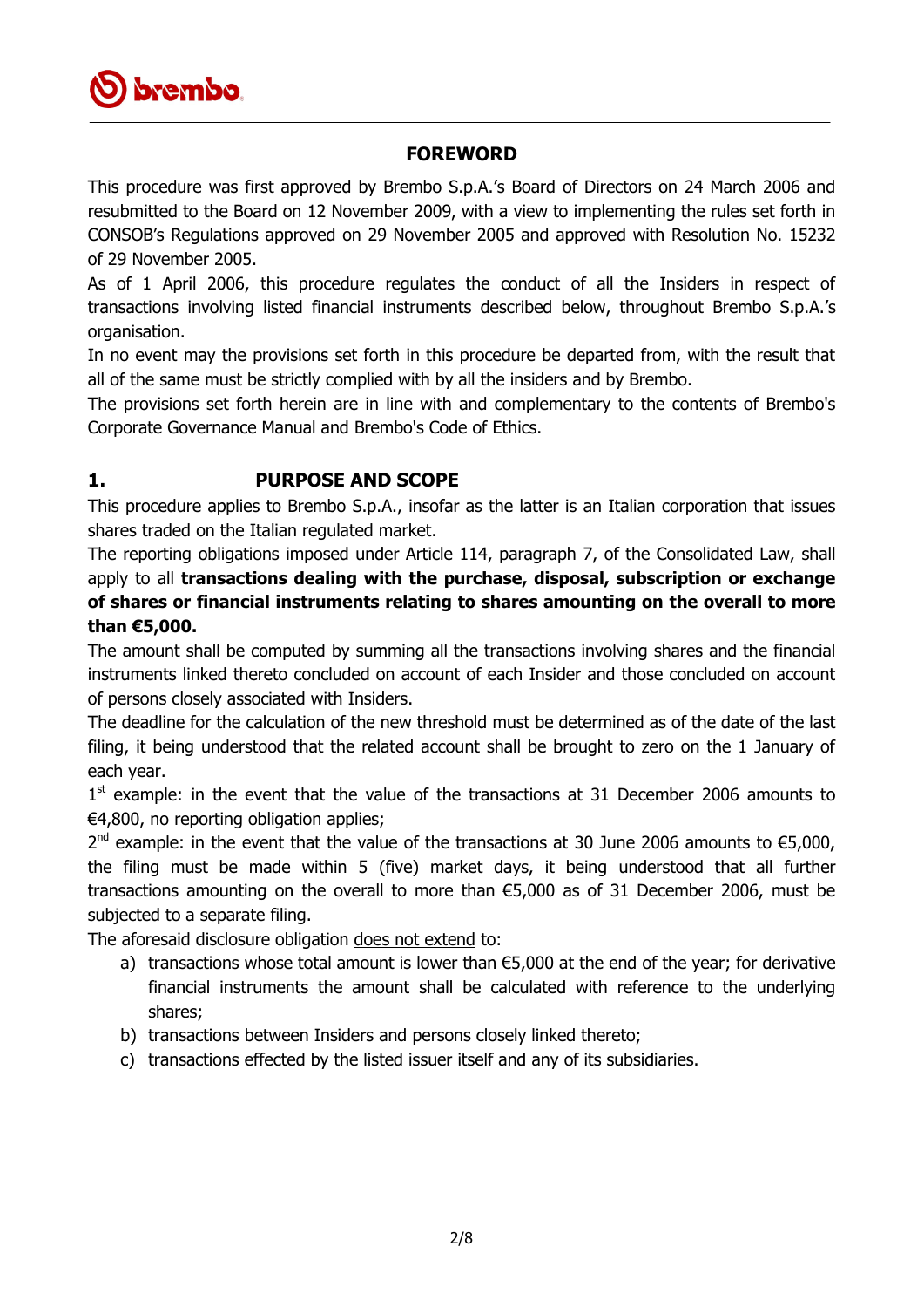## FOREWORD

This procedure was first approved by Brembo S.p.A.'s Board of Directors on 24 March 2006 and resubmitted to the Board on 12 November 2009, with a view to implementing the rules set forth in CONSOB's Regulations approved on 29 November 2005 and approved with Resolution No. 15232 of 29 November 2005.

As of 1 April 2006, this procedure regulates the conduct of all the Insiders in respect of transactions involving listed financial instruments described below, throughout Brembo S.p.A.'s organisation.

In no event may the provisions set forth in this procedure be departed from, with the result that all of the same must be strictly complied with by all the insiders and by Brembo.

The provisions set forth herein are in line with and complementary to the contents of Brembo's Corporate Governance Manual and Brembo's Code of Ethics.

## 1. PURPOSE AND SCOPE

This procedure applies to Brembo S.p.A., insofar as the latter is an Italian corporation that issues shares traded on the Italian regulated market.

The reporting obligations imposed under Article 114, paragraph 7, of the Consolidated Law, shall apply to all **transactions dealing with the purchase, disposal, subscription or exchange of shares or financial instruments relating to shares amounting on the overall to more than €5,000.**

The amount shall be computed by summing all the transactions involving shares and the financial instruments linked thereto concluded on account of each Insider and those concluded on account of persons closely associated with Insiders.

The deadline for the calculation of the new threshold must be determined as of the date of the last filing, it being understood that the related account shall be brought to zero on the 1 January of each year.

1st example: in the event that the value of the transactions at 31 December 2006 amounts to €4,800, no reporting obligation applies;

2nd example: in the event that the value of the transactions at 30 June 2006 amounts to €5,000, the filing must be made within 5 (five) market days, it being understood that all further transactions amounting on the overall to more than €5,000 as of 31 December 2006, must be subjected to a separate filing.

The aforesaid disclosure obligation does not extend to:

a) transactions whose total amount is lower than €5,000 at the end of the year; for derivative financial instruments the amount shall be calculated with reference to the underlying shares;
b) transactions between Insiders and persons closely linked thereto;
c) transactions effected by the listed issuer itself and any of its subsidiaries.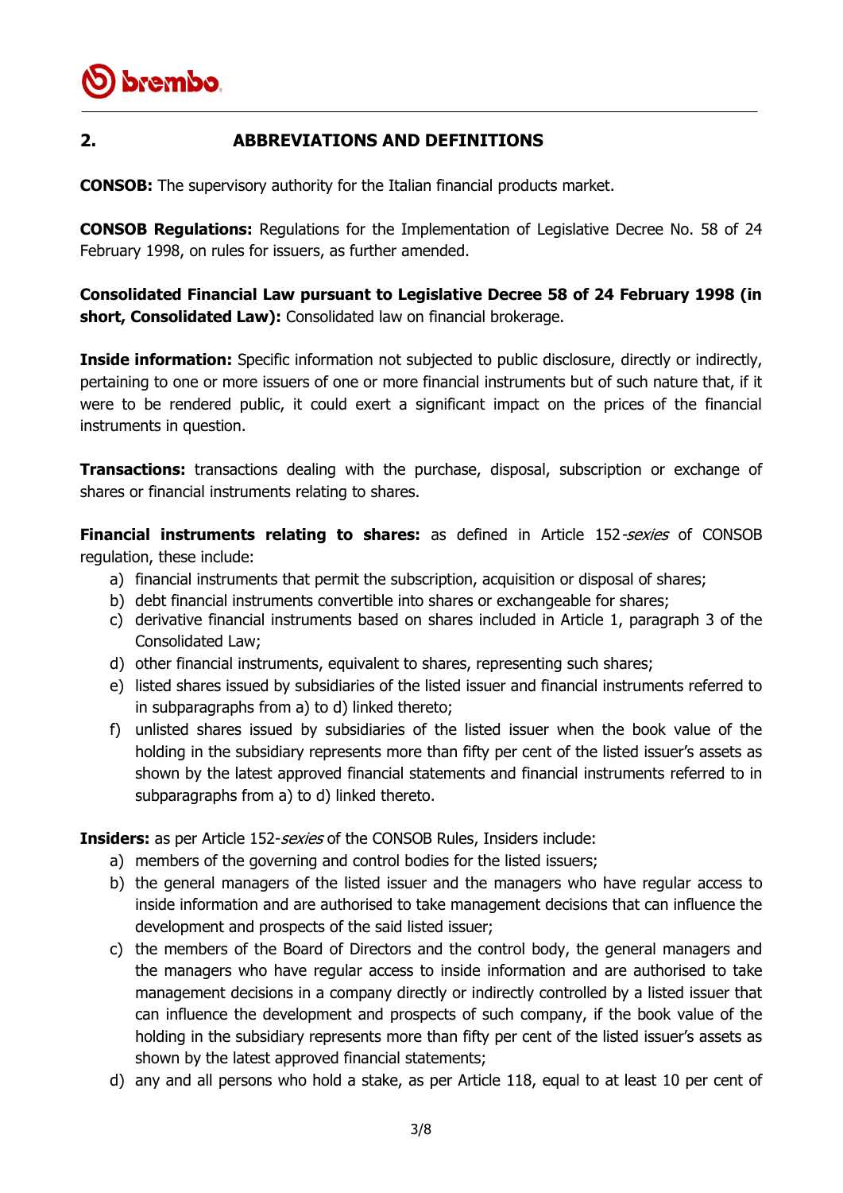## 2. ABBREVIATIONS AND DEFINITIONS

**CONSOB:** The supervisory authority for the Italian financial products market.

**CONSOB Regulations:** Regulations for the Implementation of Legislative Decree No. 58 of 24 February 1998, on rules for issuers, as further amended.

**Consolidated Financial Law pursuant to Legislative Decree 58 of 24 February 1998 (in short, Consolidated Law):** Consolidated law on financial brokerage.

**Inside information:** Specific information not subjected to public disclosure, directly or indirectly, pertaining to one or more issuers of one or more financial instruments but of such nature that, if it were to be rendered public, it could exert a significant impact on the prices of the financial instruments in question.

**Transactions:** transactions dealing with the purchase, disposal, subscription or exchange of shares or financial instruments relating to shares.

**Financial instruments relating to shares:** as defined in Article 152-*sexies* of CONSOB regulation, these include:

a) financial instruments that permit the subscription, acquisition or disposal of shares;
b) debt financial instruments convertible into shares or exchangeable for shares;
c) derivative financial instruments based on shares included in Article 1, paragraph 3 of the Consolidated Law;
d) other financial instruments, equivalent to shares, representing such shares;
e) listed shares issued by subsidiaries of the listed issuer and financial instruments referred to in subparagraphs from a) to d) linked thereto;
f) unlisted shares issued by subsidiaries of the listed issuer when the book value of the holding in the subsidiary represents more than fifty per cent of the listed issuer's assets as shown by the latest approved financial statements and financial instruments referred to in subparagraphs from a) to d) linked thereto.

**Insiders:** as per Article 152-*sexies* of the CONSOB Rules, Insiders include:

a) members of the governing and control bodies for the listed issuers;
b) the general managers of the listed issuer and the managers who have regular access to inside information and are authorised to take management decisions that can influence the development and prospects of the said listed issuer;
c) the members of the Board of Directors and the control body, the general managers and the managers who have regular access to inside information and are authorised to take management decisions in a company directly or indirectly controlled by a listed issuer that can influence the development and prospects of such company, if the book value of the holding in the subsidiary represents more than fifty per cent of the listed issuer's assets as shown by the latest approved financial statements;
d) any and all persons who hold a stake, as per Article 118, equal to at least 10 per cent of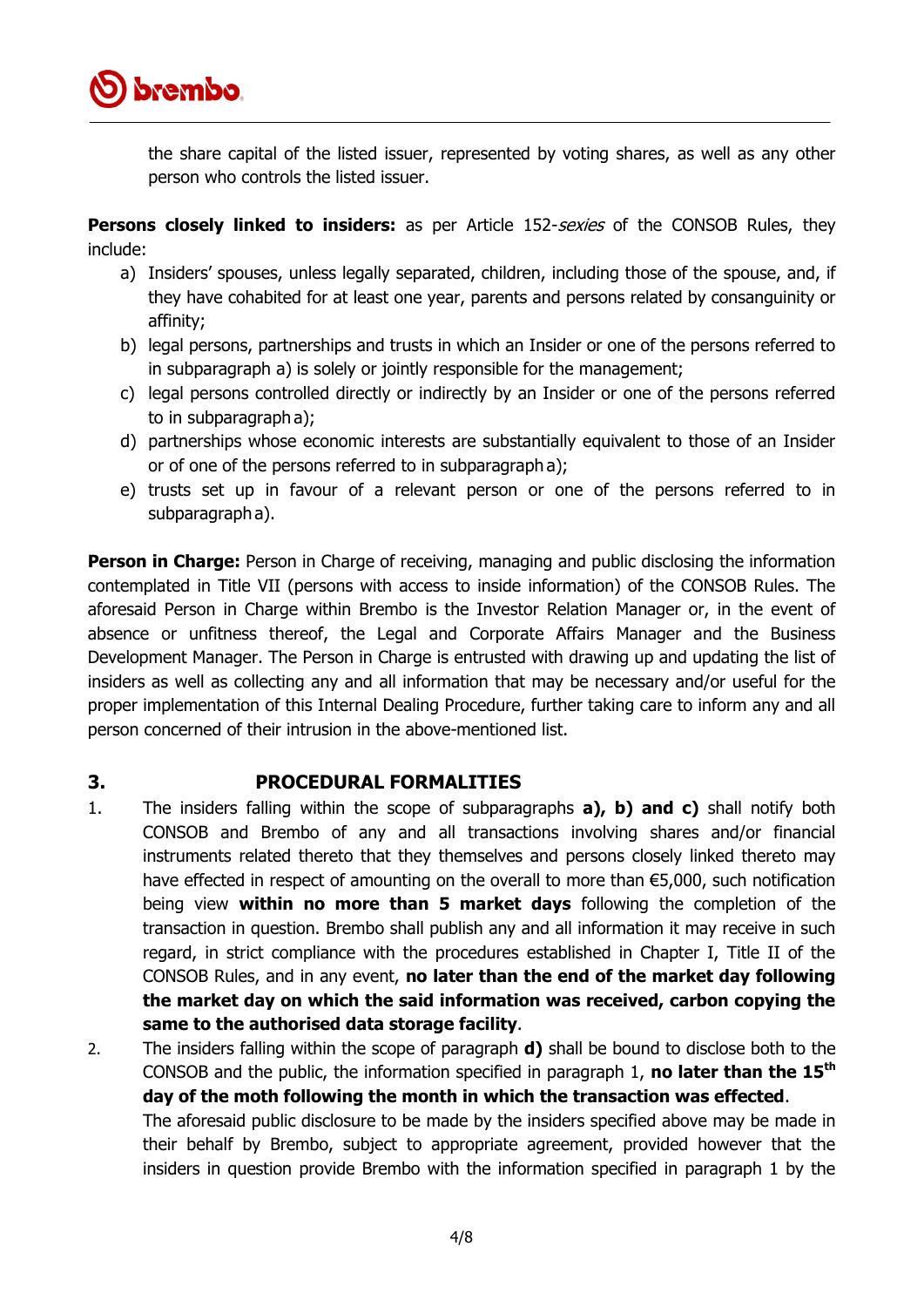the share capital of the listed issuer, represented by voting shares, as well as any other person who controls the listed issuer.

**Persons closely linked to insiders:** as per Article 152-*sexies* of the CONSOB Rules, they include:

a) Insiders' spouses, unless legally separated, children, including those of the spouse, and, if they have cohabited for at least one year, parents and persons related by consanguinity or affinity;
b) legal persons, partnerships and trusts in which an Insider or one of the persons referred to in subparagraph a) is solely or jointly responsible for the management;
c) legal persons controlled directly or indirectly by an Insider or one of the persons referred to in subparagraph a);
d) partnerships whose economic interests are substantially equivalent to those of an Insider or of one of the persons referred to in subparagraph a);
e) trusts set up in favour of a relevant person or one of the persons referred to in subparagraph a).

**Person in Charge:** Person in Charge of receiving, managing and public disclosing the information contemplated in Title VII (persons with access to inside information) of the CONSOB Rules. The aforesaid Person in Charge within Brembo is the Investor Relation Manager or, in the event of absence or unfitness thereof, the Legal and Corporate Affairs Manager and the Business Development Manager. The Person in Charge is entrusted with drawing up and updating the list of insiders as well as collecting any and all information that may be necessary and/or useful for the proper implementation of this Internal Dealing Procedure, further taking care to inform any and all person concerned of their intrusion in the above-mentioned list.

## 3. PROCEDURAL FORMALITIES

1. The insiders falling within the scope of subparagraphs **a), b) and c)** shall notify both CONSOB and Brembo of any and all transactions involving shares and/or financial instruments related thereto that they themselves and persons closely linked thereto may have effected in respect of amounting on the overall to more than €5,000, such notification being view **within no more than 5 market days** following the completion of the transaction in question. Brembo shall publish any and all information it may receive in such regard, in strict compliance with the procedures established in Chapter I, Title II of the CONSOB Rules, and in any event, **no later than the end of the market day following the market day on which the said information was received, carbon copying the same to the authorised data storage facility**.
2. The insiders falling within the scope of paragraph **d)** shall be bound to disclose both to the CONSOB and the public, the information specified in paragraph 1, **no later than the 15th day of the moth following the month in which the transaction was effected**.

   The aforesaid public disclosure to be made by the insiders specified above may be made in their behalf by Brembo, subject to appropriate agreement, provided however that the insiders in question provide Brembo with the information specified in paragraph 1 by the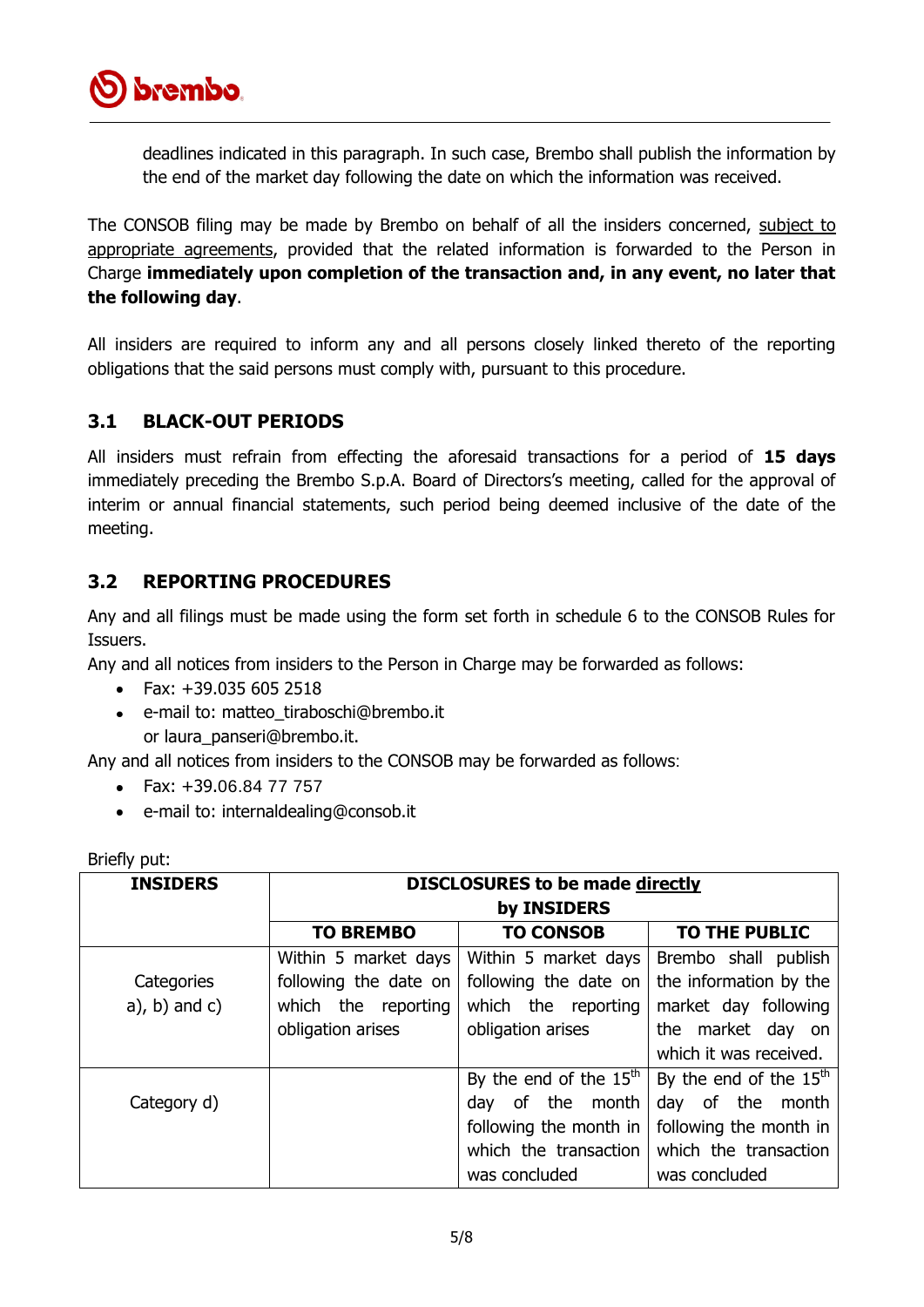deadlines indicated in this paragraph. In such case, Brembo shall publish the information by the end of the market day following the date on which the information was received.

The CONSOB filing may be made by Brembo on behalf of all the insiders concerned, subject to appropriate agreements, provided that the related information is forwarded to the Person in Charge **immediately upon completion of the transaction and, in any event, no later that the following day**.

All insiders are required to inform any and all persons closely linked thereto of the reporting obligations that the said persons must comply with, pursuant to this procedure.

## 3.1 BLACK-OUT PERIODS

All insiders must refrain from effecting the aforesaid transactions for a period of **15 days** immediately preceding the Brembo S.p.A. Board of Directors's meeting, called for the approval of interim or annual financial statements, such period being deemed inclusive of the date of the meeting.

## 3.2 REPORTING PROCEDURES

Any and all filings must be made using the form set forth in schedule 6 to the CONSOB Rules for Issuers.

Any and all notices from insiders to the Person in Charge may be forwarded as follows:

- Fax: +39.035 605 2518
- e-mail to: matteo_tiraboschi@brembo.it
  or laura_panseri@brembo.it.

Any and all notices from insiders to the CONSOB may be forwarded as follows:

- Fax: +39.06.84 77 757
- e-mail to: internaldealing@consob.it

Briefly put:

| INSIDERS | DISCLOSURES to be made directly by INSIDERS | | |
|---|---|---|---|
| | TO BREMBO | TO CONSOB | TO THE PUBLIC |
| Categories a), b) and c) | Within 5 market days following the date on which the reporting obligation arises | Within 5 market days following the date on which the reporting obligation arises | Brembo shall publish the information by the market day following the market day on which it was received. |
| Category d) | | By the end of the 15th day of the month following the month in which the transaction was concluded | By the end of the 15th day of the month following the month in which the transaction was concluded |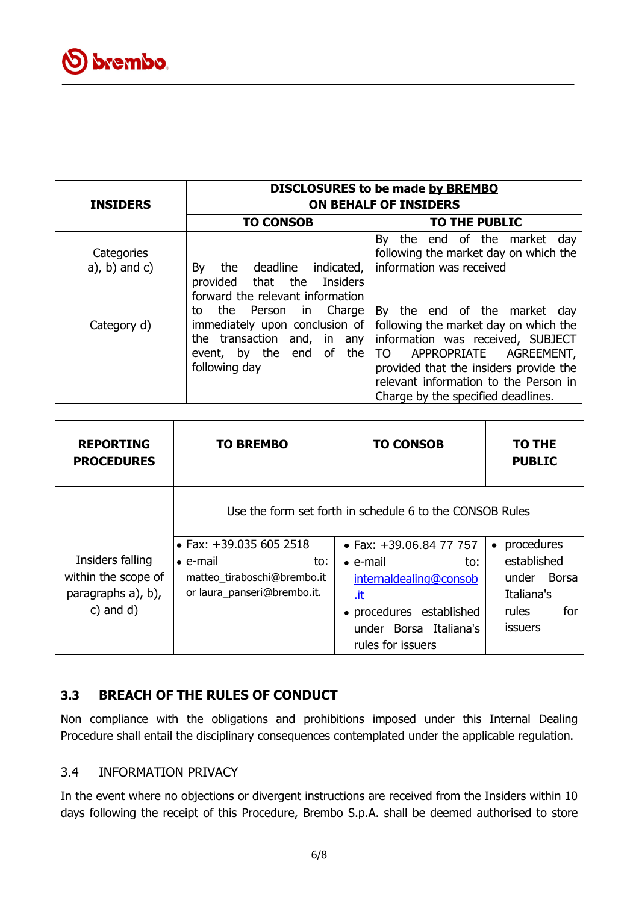| INSIDERS | DISCLOSURES to be made **by BREMBO** ON BEHALF OF INSIDERS | |
|---|---|---|
| | **TO CONSOB** | **TO THE PUBLIC** |
| Categories a), b) and c) | By the deadline indicated, provided that the Insiders forward the relevant information to the Person in Charge immediately upon conclusion of the transaction and, in any event, by the end of the following day | By the end of the market day following the market day on which the information was received |
| Category d) | | By the end of the market day following the market day on which the information was received, SUBJECT TO APPROPRIATE AGREEMENT, provided that the insiders provide the relevant information to the Person in Charge by the specified deadlines. |

| **REPORTING PROCEDURES** | **TO BREMBO** | **TO CONSOB** | **TO THE PUBLIC** |
|---|---|---|---|
| Insiders falling within the scope of paragraphs a), b), c) and d) | Use the form set forth in schedule 6 to the CONSOB Rules | | |
| | • Fax: +39.035 605 2518<br>• e-mail to: matteo_tiraboschi@brembo.it or laura_panseri@brembo.it. | • Fax: +39.06.84 77 757<br>• e-mail to: internaldealing@consob.it<br>• procedures established under Borsa Italiana's rules for issuers | • procedures established under Borsa Italiana's rules for issuers |

### 3.3 BREACH OF THE RULES OF CONDUCT

Non compliance with the obligations and prohibitions imposed under this Internal Dealing Procedure shall entail the disciplinary consequences contemplated under the applicable regulation.

### 3.4 INFORMATION PRIVACY

In the event where no objections or divergent instructions are received from the Insiders within 10 days following the receipt of this Procedure, Brembo S.p.A. shall be deemed authorised to store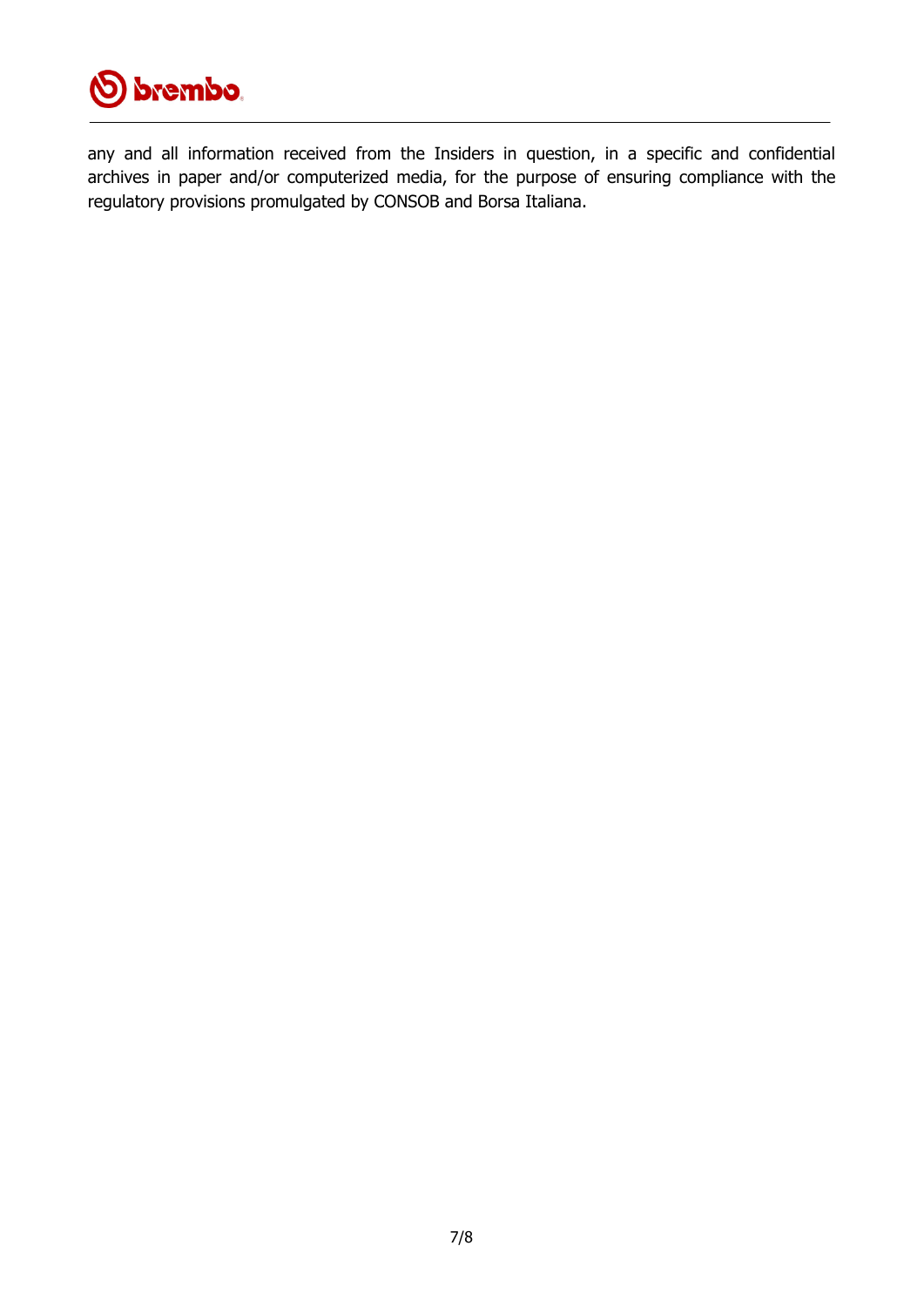any and all information received from the Insiders in question, in a specific and confidential archives in paper and/or computerized media, for the purpose of ensuring compliance with the regulatory provisions promulgated by CONSOB and Borsa Italiana.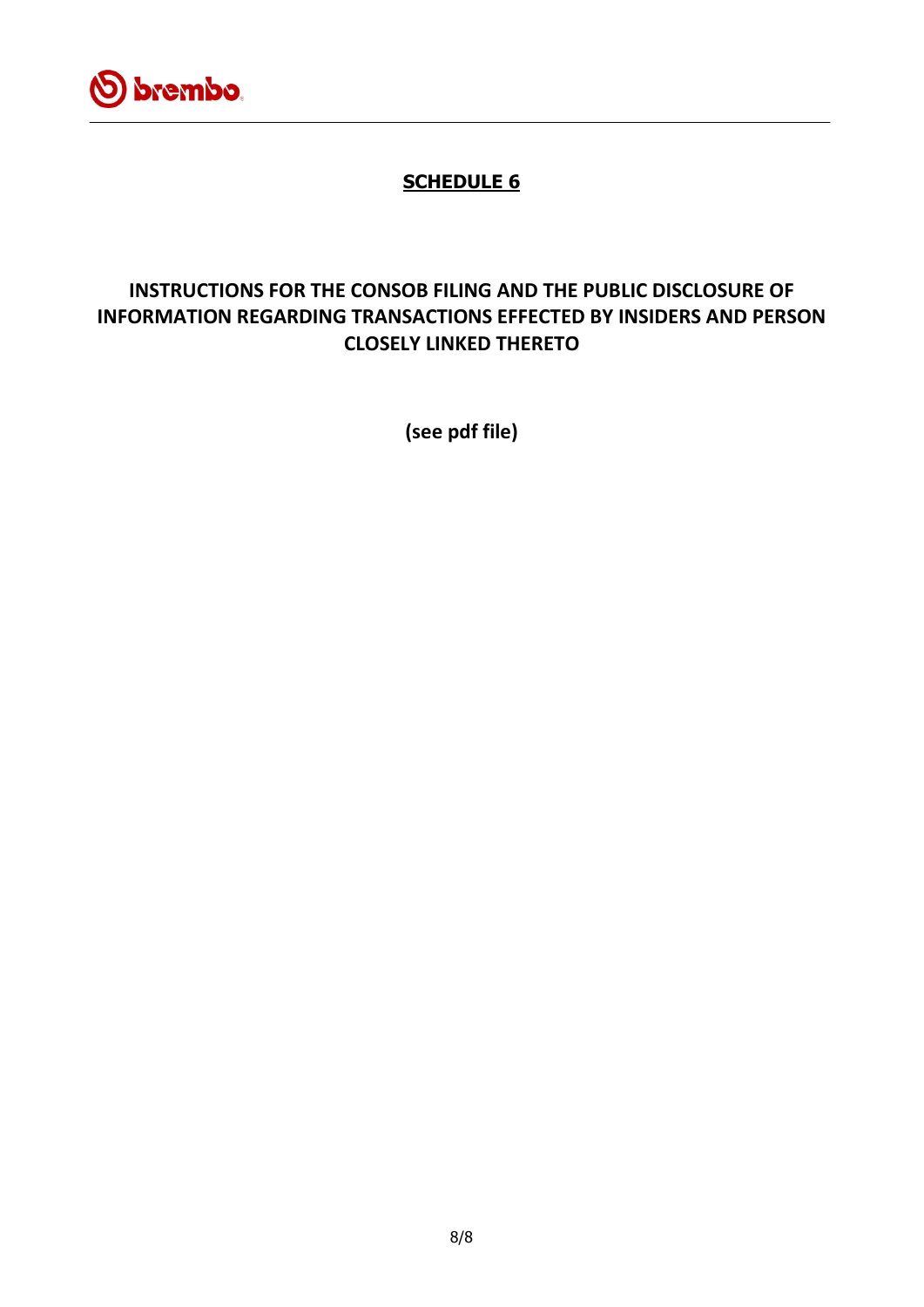## SCHEDULE 6

# INSTRUCTIONS FOR THE CONSOB FILING AND THE PUBLIC DISCLOSURE OF INFORMATION REGARDING TRANSACTIONS EFFECTED BY INSIDERS AND PERSON CLOSELY LINKED THERETO

**(see pdf file)**